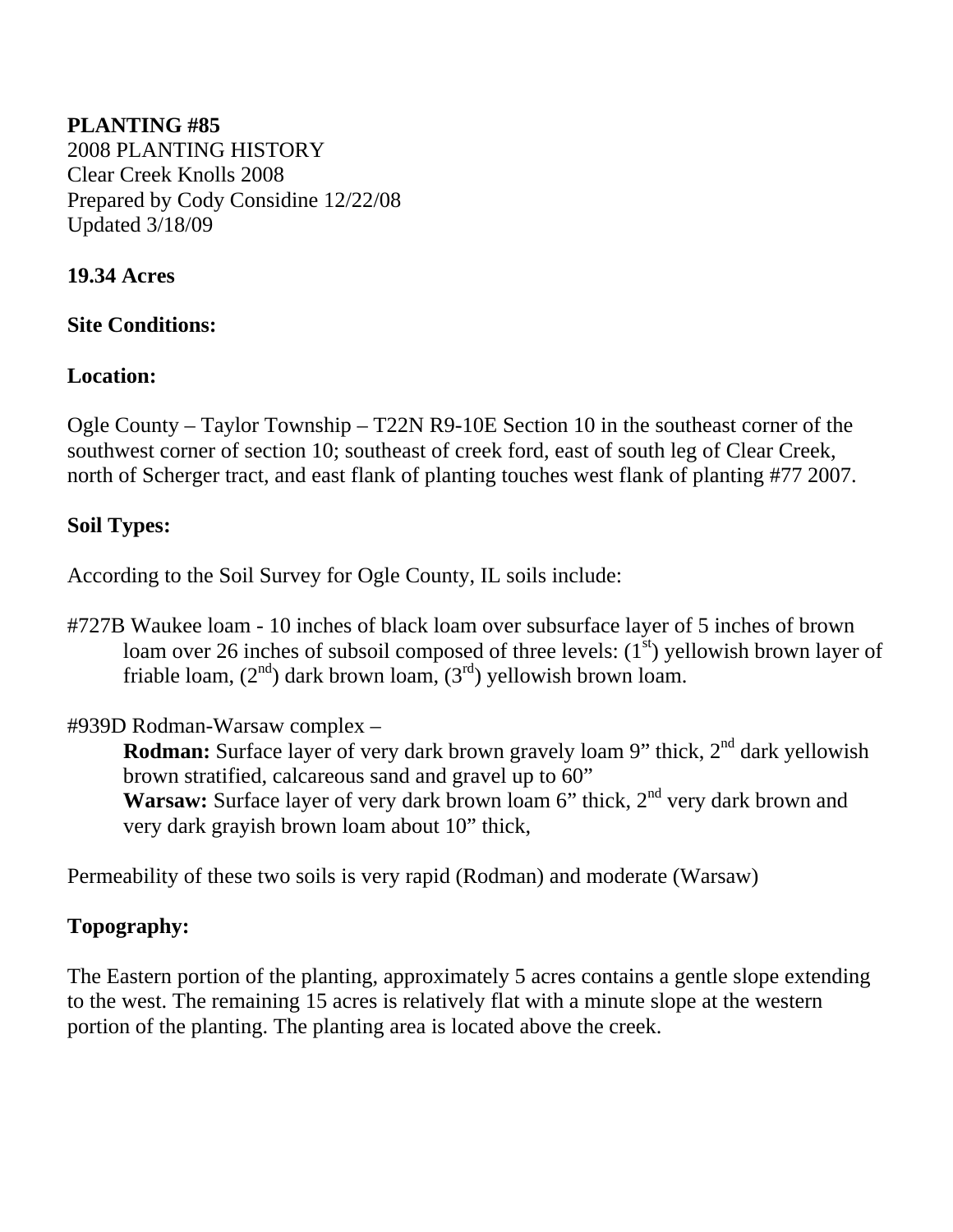**PLANTING #85**
2008 PLANTING HISTORY
Clear Creek Knolls 2008
Prepared by Cody Considine 12/22/08
Updated 3/18/09

**19.34 Acres**

**Site Conditions:**

**Location:**

Ogle County – Taylor Township – T22N R9-10E Section 10 in the southeast corner of the southwest corner of section 10; southeast of creek ford, east of south leg of Clear Creek, north of Scherger tract, and east flank of planting touches west flank of planting #77 2007.

**Soil Types:**

According to the Soil Survey for Ogle County, IL soils include:

#727B Waukee loam - 10 inches of black loam over subsurface layer of 5 inches of brown loam over 26 inches of subsoil composed of three levels: (1st) yellowish brown layer of friable loam, (2nd) dark brown loam, (3rd) yellowish brown loam.

#939D Rodman-Warsaw complex –
**Rodman:** Surface layer of very dark brown gravely loam 9" thick, 2nd dark yellowish brown stratified, calcareous sand and gravel up to 60"
**Warsaw:** Surface layer of very dark brown loam 6" thick, 2nd very dark brown and very dark grayish brown loam about 10" thick,

Permeability of these two soils is very rapid (Rodman) and moderate (Warsaw)

**Topography:**

The Eastern portion of the planting, approximately 5 acres contains a gentle slope extending to the west. The remaining 15 acres is relatively flat with a minute slope at the western portion of the planting. The planting area is located above the creek.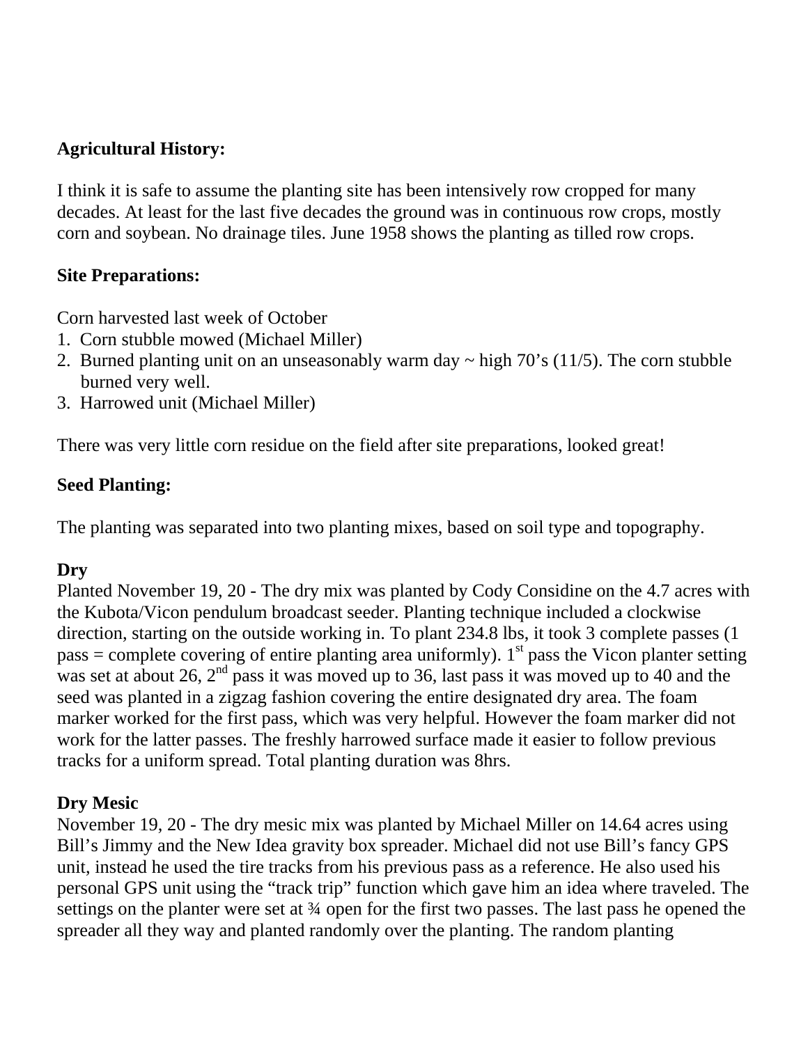**Agricultural History:**

I think it is safe to assume the planting site has been intensively row cropped for many decades. At least for the last five decades the ground was in continuous row crops, mostly corn and soybean. No drainage tiles. June 1958 shows the planting as tilled row crops.

**Site Preparations:**

Corn harvested last week of October

1. Corn stubble mowed (Michael Miller)
2. Burned planting unit on an unseasonably warm day ~ high 70's (11/5). The corn stubble burned very well.
3. Harrowed unit (Michael Miller)

There was very little corn residue on the field after site preparations, looked great!

**Seed Planting:**

The planting was separated into two planting mixes, based on soil type and topography.

**Dry**

Planted November 19, 20 - The dry mix was planted by Cody Considine on the 4.7 acres with the Kubota/Vicon pendulum broadcast seeder. Planting technique included a clockwise direction, starting on the outside working in. To plant 234.8 lbs, it took 3 complete passes (1 pass = complete covering of entire planting area uniformly). 1st pass the Vicon planter setting was set at about 26, 2nd pass it was moved up to 36, last pass it was moved up to 40 and the seed was planted in a zigzag fashion covering the entire designated dry area. The foam marker worked for the first pass, which was very helpful. However the foam marker did not work for the latter passes. The freshly harrowed surface made it easier to follow previous tracks for a uniform spread. Total planting duration was 8hrs.

**Dry Mesic**

November 19, 20 - The dry mesic mix was planted by Michael Miller on 14.64 acres using Bill's Jimmy and the New Idea gravity box spreader. Michael did not use Bill's fancy GPS unit, instead he used the tire tracks from his previous pass as a reference. He also used his personal GPS unit using the "track trip" function which gave him an idea where traveled. The settings on the planter were set at ¾ open for the first two passes. The last pass he opened the spreader all they way and planted randomly over the planting. The random planting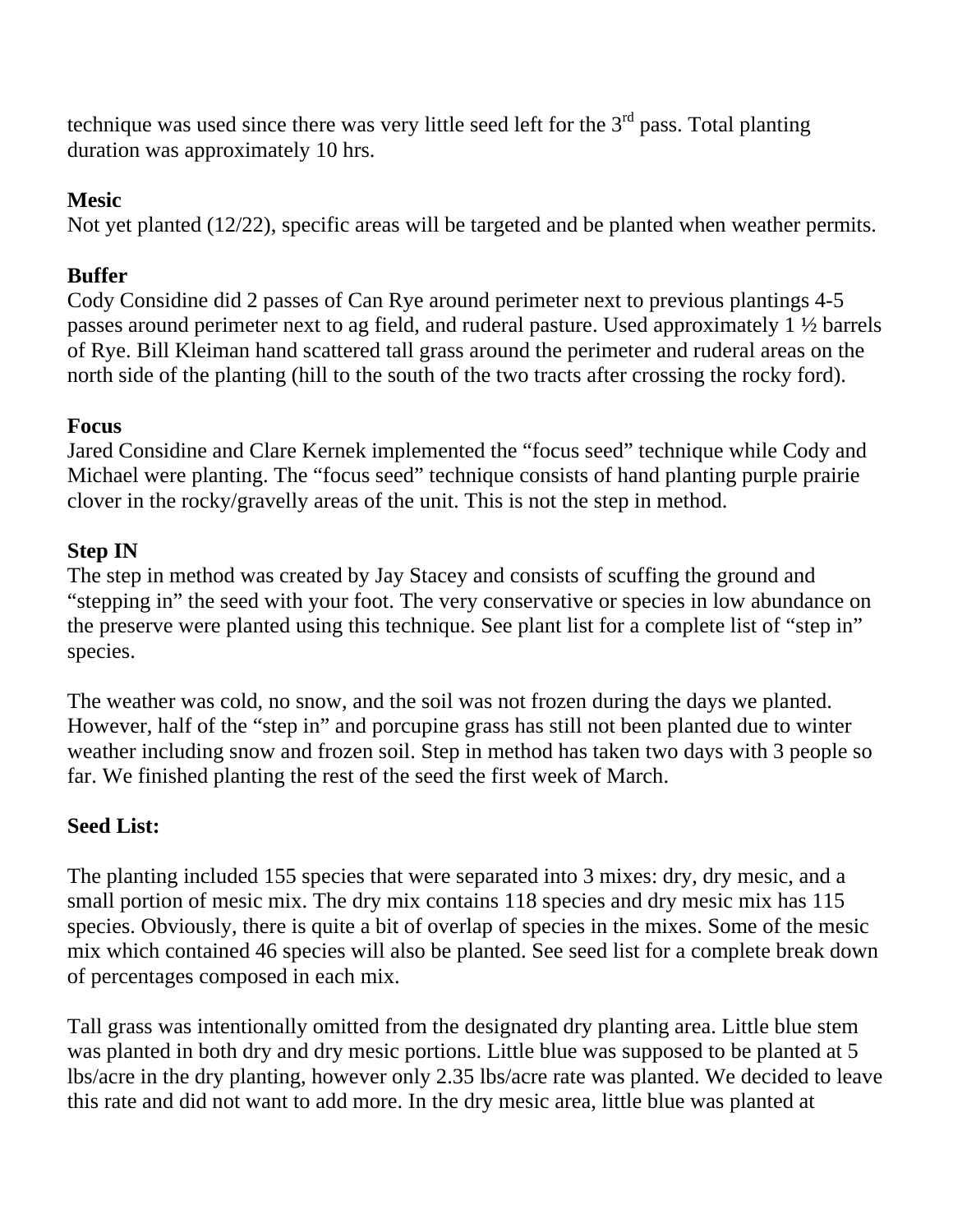technique was used since there was very little seed left for the 3rd pass. Total planting duration was approximately 10 hrs.

**Mesic**

Not yet planted (12/22), specific areas will be targeted and be planted when weather permits.

**Buffer**

Cody Considine did 2 passes of Can Rye around perimeter next to previous plantings 4-5 passes around perimeter next to ag field, and ruderal pasture. Used approximately 1 ½ barrels of Rye. Bill Kleiman hand scattered tall grass around the perimeter and ruderal areas on the north side of the planting (hill to the south of the two tracts after crossing the rocky ford).

**Focus**

Jared Considine and Clare Kernek implemented the "focus seed" technique while Cody and Michael were planting. The "focus seed" technique consists of hand planting purple prairie clover in the rocky/gravelly areas of the unit. This is not the step in method.

**Step IN**

The step in method was created by Jay Stacey and consists of scuffing the ground and "stepping in" the seed with your foot. The very conservative or species in low abundance on the preserve were planted using this technique. See plant list for a complete list of "step in" species.

The weather was cold, no snow, and the soil was not frozen during the days we planted. However, half of the "step in" and porcupine grass has still not been planted due to winter weather including snow and frozen soil. Step in method has taken two days with 3 people so far. We finished planting the rest of the seed the first week of March.

**Seed List:**

The planting included 155 species that were separated into 3 mixes: dry, dry mesic, and a small portion of mesic mix. The dry mix contains 118 species and dry mesic mix has 115 species. Obviously, there is quite a bit of overlap of species in the mixes. Some of the mesic mix which contained 46 species will also be planted. See seed list for a complete break down of percentages composed in each mix.

Tall grass was intentionally omitted from the designated dry planting area. Little blue stem was planted in both dry and dry mesic portions. Little blue was supposed to be planted at 5 lbs/acre in the dry planting, however only 2.35 lbs/acre rate was planted. We decided to leave this rate and did not want to add more. In the dry mesic area, little blue was planted at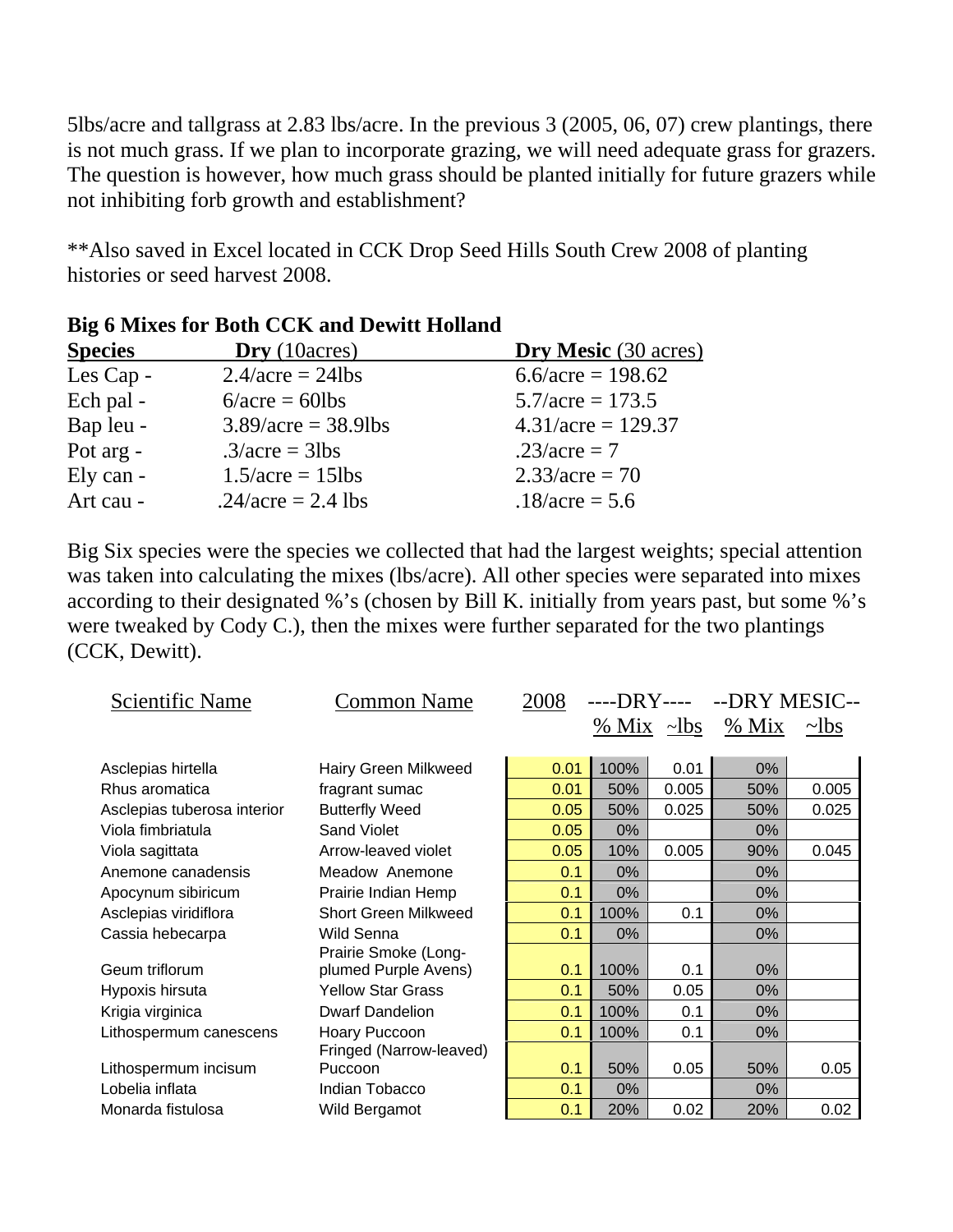5lbs/acre and tallgrass at 2.83 lbs/acre. In the previous 3 (2005, 06, 07) crew plantings, there is not much grass. If we plan to incorporate grazing, we will need adequate grass for grazers. The question is however, how much grass should be planted initially for future grazers while not inhibiting forb growth and establishment?

**Also saved in Excel located in CCK Drop Seed Hills South Crew 2008 of planting histories or seed harvest 2008.

**Big 6 Mixes for Both CCK and Dewitt Holland**

| Species | **Dry** (10acres) | **Dry Mesic** (30 acres) |
|---|---|---|
| Les Cap - | 2.4/acre = 24lbs | 6.6/acre = 198.62 |
| Ech pal - | 6/acre = 60lbs | 5.7/acre = 173.5 |
| Bap leu - | 3.89/acre = 38.9lbs | 4.31/acre = 129.37 |
| Pot arg - | .3/acre = 3lbs | .23/acre = 7 |
| Ely can - | 1.5/acre = 15lbs | 2.33/acre = 70 |
| Art cau - | .24/acre = 2.4 lbs | .18/acre = 5.6 |

Big Six species were the species we collected that had the largest weights; special attention was taken into calculating the mixes (lbs/acre). All other species were separated into mixes according to their designated %'s (chosen by Bill K. initially from years past, but some %'s were tweaked by Cody C.), then the mixes were further separated for the two plantings (CCK, Dewitt).

| Scientific Name | Common Name | 2008 | ----DRY---- | | --DRY MESIC-- | |
|---|---|---|---|---|---|---|
| | | | % Mix | ~lbs | % Mix | ~lbs |
| Asclepias hirtella | Hairy Green Milkweed | 0.01 | 100% | 0.01 | 0% | |
| Rhus aromatica | fragrant sumac | 0.01 | 50% | 0.005 | 50% | 0.005 |
| Asclepias tuberosa interior | Butterfly Weed | 0.05 | 50% | 0.025 | 50% | 0.025 |
| Viola fimbriatula | Sand Violet | 0.05 | 0% | | 0% | |
| Viola sagittata | Arrow-leaved violet | 0.05 | 10% | 0.005 | 90% | 0.045 |
| Anemone canadensis | Meadow Anemone | 0.1 | 0% | | 0% | |
| Apocynum sibiricum | Prairie Indian Hemp | 0.1 | 0% | | 0% | |
| Asclepias viridiflora | Short Green Milkweed | 0.1 | 100% | 0.1 | 0% | |
| Cassia hebecarpa | Wild Senna | 0.1 | 0% | | 0% | |
| Geum triflorum | Prairie Smoke (Long-plumed Purple Avens) | 0.1 | 100% | 0.1 | 0% | |
| Hypoxis hirsuta | Yellow Star Grass | 0.1 | 50% | 0.05 | 0% | |
| Krigia virginica | Dwarf Dandelion | 0.1 | 100% | 0.1 | 0% | |
| Lithospermum canescens | Hoary Puccoon | 0.1 | 100% | 0.1 | 0% | |
| Lithospermum incisum | Fringed (Narrow-leaved) Puccoon | 0.1 | 50% | 0.05 | 50% | 0.05 |
| Lobelia inflata | Indian Tobacco | 0.1 | 0% | | 0% | |
| Monarda fistulosa | Wild Bergamot | 0.1 | 20% | 0.02 | 20% | 0.02 |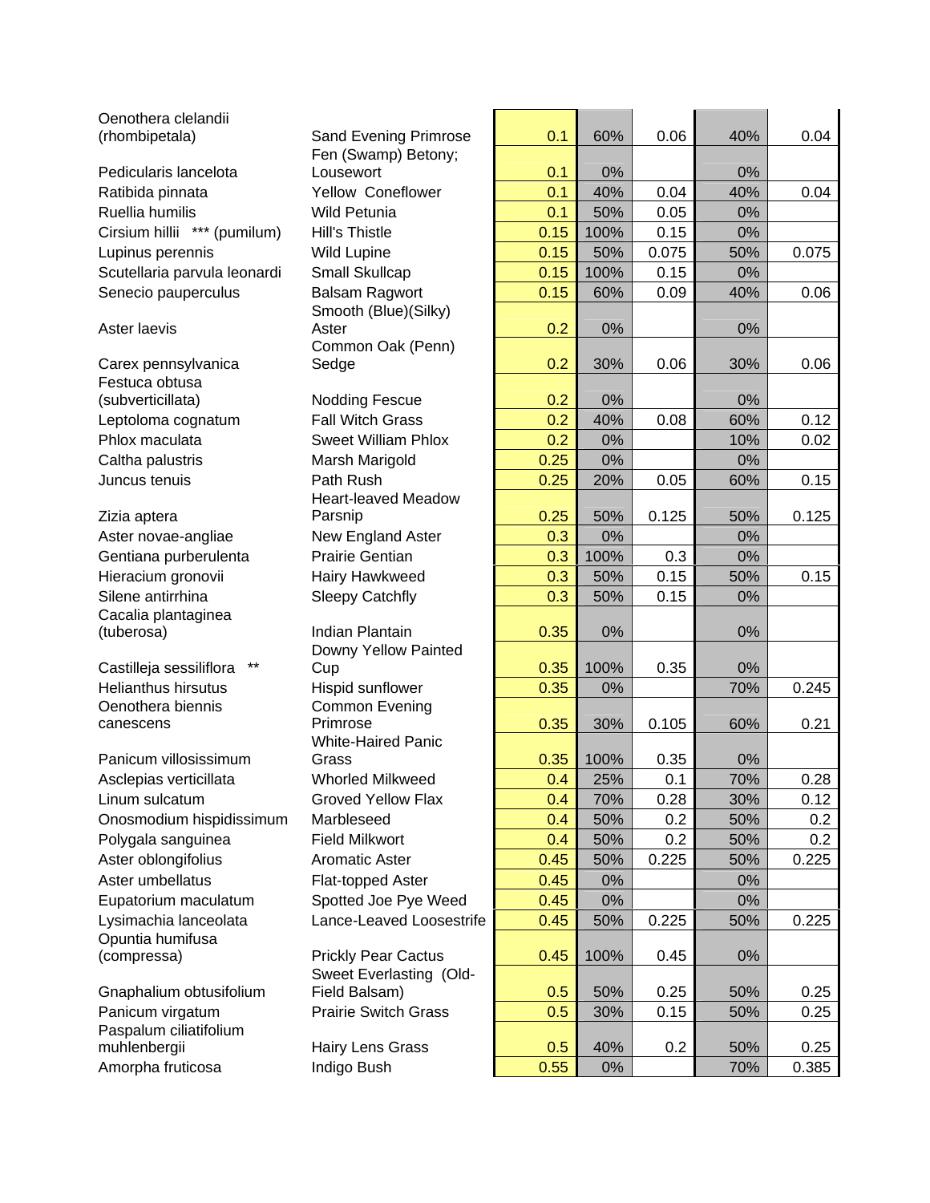| | | | | | | |
|---|---|---|---|---|---|---|
| Oenothera clelandii (rhombipetala) | Sand Evening Primrose | 0.1 | 60% | 0.06 | 40% | 0.04 |
| Pedicularis lancelota | Fen (Swamp) Betony; Lousewort | 0.1 | 0% | | 0% | |
| Ratibida pinnata | Yellow Coneflower | 0.1 | 40% | 0.04 | 40% | 0.04 |
| Ruellia humilis | Wild Petunia | 0.1 | 50% | 0.05 | 0% | |
| Cirsium hillii *** (pumilum) | Hill's Thistle | 0.15 | 100% | 0.15 | 0% | |
| Lupinus perennis | Wild Lupine | 0.15 | 50% | 0.075 | 50% | 0.075 |
| Scutellaria parvula leonardi | Small Skullcap | 0.15 | 100% | 0.15 | 0% | |
| Senecio pauperculus | Balsam Ragwort | 0.15 | 60% | 0.09 | 40% | 0.06 |
| Aster laevis | Smooth (Blue)(Silky) Aster | 0.2 | 0% | | 0% | |
| Carex pennsylvanica | Common Oak (Penn) Sedge | 0.2 | 30% | 0.06 | 30% | 0.06 |
| Festuca obtusa (subverticillata) | Nodding Fescue | 0.2 | 0% | | 0% | |
| Leptoloma cognatum | Fall Witch Grass | 0.2 | 40% | 0.08 | 60% | 0.12 |
| Phlox maculata | Sweet William Phlox | 0.2 | 0% | | 10% | 0.02 |
| Caltha palustris | Marsh Marigold | 0.25 | 0% | | 0% | |
| Juncus tenuis | Path Rush | 0.25 | 20% | 0.05 | 60% | 0.15 |
| Zizia aptera | Heart-leaved Meadow Parsnip | 0.25 | 50% | 0.125 | 50% | 0.125 |
| Aster novae-angliae | New England Aster | 0.3 | 0% | | 0% | |
| Gentiana purberulenta | Prairie Gentian | 0.3 | 100% | 0.3 | 0% | |
| Hieracium gronovii | Hairy Hawkweed | 0.3 | 50% | 0.15 | 50% | 0.15 |
| Silene antirrhina | Sleepy Catchfly | 0.3 | 50% | 0.15 | 0% | |
| Cacalia plantaginea (tuberosa) | Indian Plantain | 0.35 | 0% | | 0% | |
| Castilleja sessiliflora ** | Downy Yellow Painted Cup | 0.35 | 100% | 0.35 | 0% | |
| Helianthus hirsutus | Hispid sunflower | 0.35 | 0% | | 70% | 0.245 |
| Oenothera biennis canescens | Common Evening Primrose | 0.35 | 30% | 0.105 | 60% | 0.21 |
| Panicum villosissimum | White-Haired Panic Grass | 0.35 | 100% | 0.35 | 0% | |
| Asclepias verticillata | Whorled Milkweed | 0.4 | 25% | 0.1 | 70% | 0.28 |
| Linum sulcatum | Groved Yellow Flax | 0.4 | 70% | 0.28 | 30% | 0.12 |
| Onosmodium hispidissimum | Marbleseed | 0.4 | 50% | 0.2 | 50% | 0.2 |
| Polygala sanguinea | Field Milkwort | 0.4 | 50% | 0.2 | 50% | 0.2 |
| Aster oblongifolius | Aromatic Aster | 0.45 | 50% | 0.225 | 50% | 0.225 |
| Aster umbellatus | Flat-topped Aster | 0.45 | 0% | | 0% | |
| Eupatorium maculatum | Spotted Joe Pye Weed | 0.45 | 0% | | 0% | |
| Lysimachia lanceolata | Lance-Leaved Loosestrife | 0.45 | 50% | 0.225 | 50% | 0.225 |
| Opuntia humifusa (compressa) | Prickly Pear Cactus | 0.45 | 100% | 0.45 | 0% | |
| Gnaphalium obtusifolium | Sweet Everlasting (Old-Field Balsam) | 0.5 | 50% | 0.25 | 50% | 0.25 |
| Panicum virgatum | Prairie Switch Grass | 0.5 | 30% | 0.15 | 50% | 0.25 |
| Paspalum ciliatifolium muhlenbergii | Hairy Lens Grass | 0.5 | 40% | 0.2 | 50% | 0.25 |
| Amorpha fruticosa | Indigo Bush | 0.55 | 0% | | 70% | 0.385 |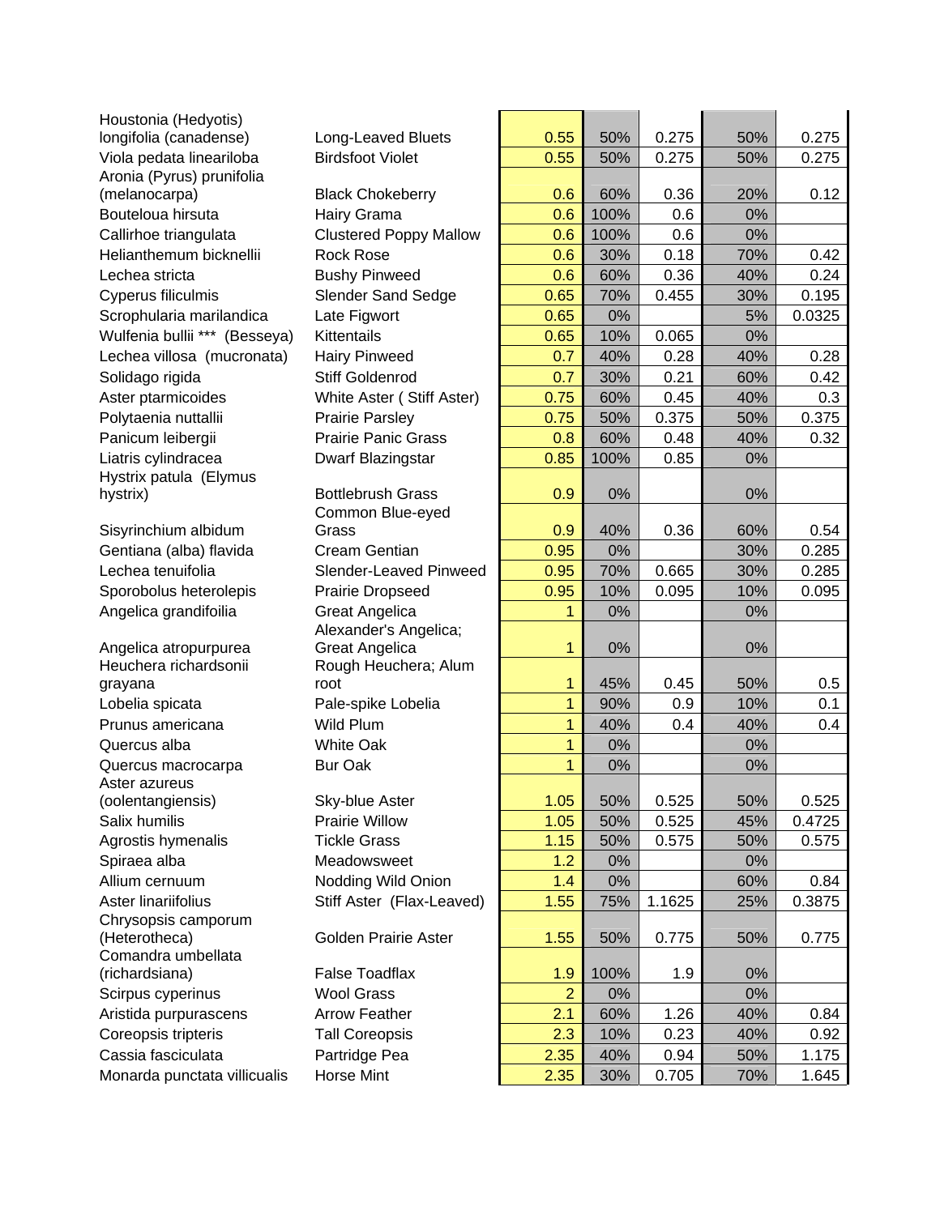| | | | | | | |
|---|---|---|---|---|---|---|
| Houstonia (Hedyotis) longifolia (canadense) | Long-Leaved Bluets | 0.55 | 50% | 0.275 | 50% | 0.275 |
| Viola pedata lineariloba | Birdsfoot Violet | 0.55 | 50% | 0.275 | 50% | 0.275 |
| Aronia (Pyrus) prunifolia (melanocarpa) | Black Chokeberry | 0.6 | 60% | 0.36 | 20% | 0.12 |
| Bouteloua hirsuta | Hairy Grama | 0.6 | 100% | 0.6 | 0% | |
| Callirhoe triangulata | Clustered Poppy Mallow | 0.6 | 100% | 0.6 | 0% | |
| Helianthemum bicknellii | Rock Rose | 0.6 | 30% | 0.18 | 70% | 0.42 |
| Lechea stricta | Bushy Pinweed | 0.6 | 60% | 0.36 | 40% | 0.24 |
| Cyperus filiculmis | Slender Sand Sedge | 0.65 | 70% | 0.455 | 30% | 0.195 |
| Scrophularia marilandica | Late Figwort | 0.65 | 0% | | 5% | 0.0325 |
| Wulfenia bullii *** (Besseya) | Kittentails | 0.65 | 10% | 0.065 | 0% | |
| Lechea villosa (mucronata) | Hairy Pinweed | 0.7 | 40% | 0.28 | 40% | 0.28 |
| Solidago rigida | Stiff Goldenrod | 0.7 | 30% | 0.21 | 60% | 0.42 |
| Aster ptarmicoides | White Aster ( Stiff Aster) | 0.75 | 60% | 0.45 | 40% | 0.3 |
| Polytaenia nuttallii | Prairie Parsley | 0.75 | 50% | 0.375 | 50% | 0.375 |
| Panicum leibergii | Prairie Panic Grass | 0.8 | 60% | 0.48 | 40% | 0.32 |
| Liatris cylindracea | Dwarf Blazingstar | 0.85 | 100% | 0.85 | 0% | |
| Hystrix patula (Elymus hystrix) | Bottlebrush Grass | 0.9 | 0% | | 0% | |
| Sisyrinchium albidum | Common Blue-eyed Grass | 0.9 | 40% | 0.36 | 60% | 0.54 |
| Gentiana (alba) flavida | Cream Gentian | 0.95 | 0% | | 30% | 0.285 |
| Lechea tenuifolia | Slender-Leaved Pinweed | 0.95 | 70% | 0.665 | 30% | 0.285 |
| Sporobolus heterolepis | Prairie Dropseed | 0.95 | 10% | 0.095 | 10% | 0.095 |
| Angelica grandifoilia | Great Angelica | 1 | 0% | | 0% | |
| Angelica atropurpurea | Alexander's Angelica; Great Angelica | 1 | 0% | | 0% | |
| Heuchera richardsonii grayana | Rough Heuchera; Alum root | 1 | 45% | 0.45 | 50% | 0.5 |
| Lobelia spicata | Pale-spike Lobelia | 1 | 90% | 0.9 | 10% | 0.1 |
| Prunus americana | Wild Plum | 1 | 40% | 0.4 | 40% | 0.4 |
| Quercus alba | White Oak | 1 | 0% | | 0% | |
| Quercus macrocarpa | Bur Oak | 1 | 0% | | 0% | |
| Aster azureus (oolentangiensis) | Sky-blue Aster | 1.05 | 50% | 0.525 | 50% | 0.525 |
| Salix humilis | Prairie Willow | 1.05 | 50% | 0.525 | 45% | 0.4725 |
| Agrostis hymenalis | Tickle Grass | 1.15 | 50% | 0.575 | 50% | 0.575 |
| Spiraea alba | Meadowsweet | 1.2 | 0% | | 0% | |
| Allium cernuum | Nodding Wild Onion | 1.4 | 0% | | 60% | 0.84 |
| Aster linariifolius | Stiff Aster (Flax-Leaved) | 1.55 | 75% | 1.1625 | 25% | 0.3875 |
| Chrysopsis camporum (Heterotheca) | Golden Prairie Aster | 1.55 | 50% | 0.775 | 50% | 0.775 |
| Comandra umbellata (richardsiana) | False Toadflax | 1.9 | 100% | 1.9 | 0% | |
| Scirpus cyperinus | Wool Grass | 2 | 0% | | 0% | |
| Aristida purpurascens | Arrow Feather | 2.1 | 60% | 1.26 | 40% | 0.84 |
| Coreopsis tripteris | Tall Coreopsis | 2.3 | 10% | 0.23 | 40% | 0.92 |
| Cassia fasciculata | Partridge Pea | 2.35 | 40% | 0.94 | 50% | 1.175 |
| Monarda punctata villicualis | Horse Mint | 2.35 | 30% | 0.705 | 70% | 1.645 |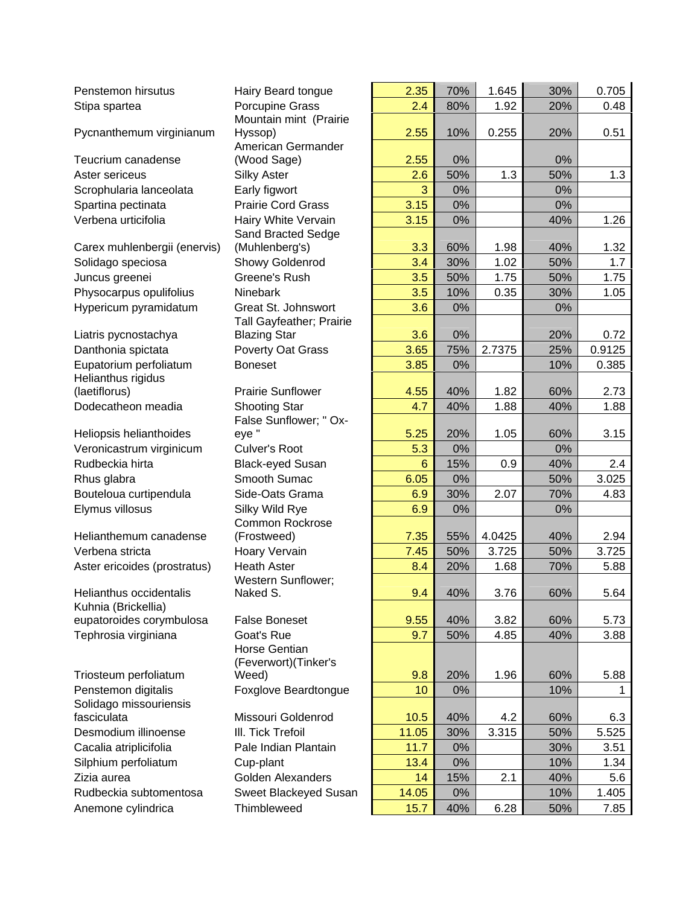| Scientific Name | Common Name | | | | | |
|---|---|---|---|---|---|---|
| Penstemon hirsutus | Hairy Beard tongue | 2.35 | 70% | 1.645 | 30% | 0.705 |
| Stipa spartea | Porcupine Grass | 2.4 | 80% | 1.92 | 20% | 0.48 |
| Pycnanthemum virginianum | Mountain mint (Prairie Hyssop) | 2.55 | 10% | 0.255 | 20% | 0.51 |
| Teucrium canadense | American Germander (Wood Sage) | 2.55 | 0% | | 0% | |
| Aster sericeus | Silky Aster | 2.6 | 50% | 1.3 | 50% | 1.3 |
| Scrophularia lanceolata | Early figwort | 3 | 0% | | 0% | |
| Spartina pectinata | Prairie Cord Grass | 3.15 | 0% | | 0% | |
| Verbena urticifolia | Hairy White Vervain | 3.15 | 0% | | 40% | 1.26 |
| Carex muhlenbergii (enervis) | Sand Bracted Sedge (Muhlenberg's) | 3.3 | 60% | 1.98 | 40% | 1.32 |
| Solidago speciosa | Showy Goldenrod | 3.4 | 30% | 1.02 | 50% | 1.7 |
| Juncus greenei | Greene's Rush | 3.5 | 50% | 1.75 | 50% | 1.75 |
| Physocarpus opulifolius | Ninebark | 3.5 | 10% | 0.35 | 30% | 1.05 |
| Hypericum pyramidatum | Great St. Johnswort | 3.6 | 0% | | 0% | |
| Liatris pycnostachya | Tall Gayfeather; Prairie Blazing Star | 3.6 | 0% | | 20% | 0.72 |
| Danthonia spictata | Poverty Oat Grass | 3.65 | 75% | 2.7375 | 25% | 0.9125 |
| Eupatorium perfoliatum | Boneset | 3.85 | 0% | | 10% | 0.385 |
| Helianthus rigidus (laetiflorus) | Prairie Sunflower | 4.55 | 40% | 1.82 | 60% | 2.73 |
| Dodecatheon meadia | Shooting Star | 4.7 | 40% | 1.88 | 40% | 1.88 |
| Heliopsis helianthoides | False Sunflower; " Ox-eye " | 5.25 | 20% | 1.05 | 60% | 3.15 |
| Veronicastrum virginicum | Culver's Root | 5.3 | 0% | | 0% | |
| Rudbeckia hirta | Black-eyed Susan | 6 | 15% | 0.9 | 40% | 2.4 |
| Rhus glabra | Smooth Sumac | 6.05 | 0% | | 50% | 3.025 |
| Bouteloua curtipendula | Side-Oats Grama | 6.9 | 30% | 2.07 | 70% | 4.83 |
| Elymus villosus | Silky Wild Rye | 6.9 | 0% | | 0% | |
| Helianthemum canadense | Common Rockrose (Frostweed) | 7.35 | 55% | 4.0425 | 40% | 2.94 |
| Verbena stricta | Hoary Vervain | 7.45 | 50% | 3.725 | 50% | 3.725 |
| Aster ericoides (prostratus) | Heath Aster | 8.4 | 20% | 1.68 | 70% | 5.88 |
| Helianthus occidentalis | Western Sunflower; Naked S. | 9.4 | 40% | 3.76 | 60% | 5.64 |
| Kuhnia (Brickellia) eupatoroides corymbulosa | False Boneset | 9.55 | 40% | 3.82 | 60% | 5.73 |
| Tephrosia virginiana | Goat's Rue | 9.7 | 50% | 4.85 | 40% | 3.88 |
| Triosteum perfoliatum | Horse Gentian (Feverwort)(Tinker's Weed) | 9.8 | 20% | 1.96 | 60% | 5.88 |
| Penstemon digitalis | Foxglove Beardtongue | 10 | 0% | | 10% | 1 |
| Solidago missouriensis fasciculata | Missouri Goldenrod | 10.5 | 40% | 4.2 | 60% | 6.3 |
| Desmodium illinoense | Ill. Tick Trefoil | 11.05 | 30% | 3.315 | 50% | 5.525 |
| Cacalia atriplicifolia | Pale Indian Plantain | 11.7 | 0% | | 30% | 3.51 |
| Silphium perfoliatum | Cup-plant | 13.4 | 0% | | 10% | 1.34 |
| Zizia aurea | Golden Alexanders | 14 | 15% | 2.1 | 40% | 5.6 |
| Rudbeckia subtomentosa | Sweet Blackeyed Susan | 14.05 | 0% | | 10% | 1.405 |
| Anemone cylindrica | Thimbleweed | 15.7 | 40% | 6.28 | 50% | 7.85 |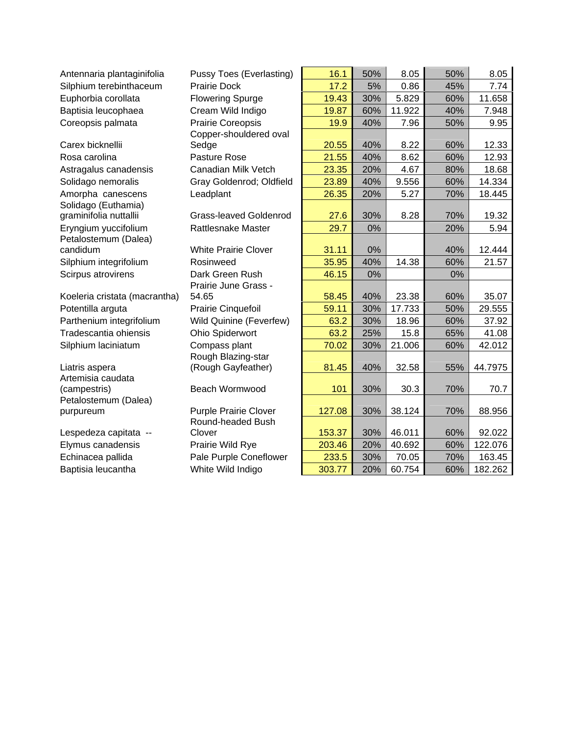| | | | | | | |
|---|---|---|---|---|---|---|
| Antennaria plantaginifolia | Pussy Toes (Everlasting) | 16.1 | 50% | 8.05 | 50% | 8.05 |
| Silphium terebinthaceum | Prairie Dock | 17.2 | 5% | 0.86 | 45% | 7.74 |
| Euphorbia corollata | Flowering Spurge | 19.43 | 30% | 5.829 | 60% | 11.658 |
| Baptisia leucophaea | Cream Wild Indigo | 19.87 | 60% | 11.922 | 40% | 7.948 |
| Coreopsis palmata | Prairie Coreopsis | 19.9 | 40% | 7.96 | 50% | 9.95 |
| Carex bicknellii | Copper-shouldered oval Sedge | 20.55 | 40% | 8.22 | 60% | 12.33 |
| Rosa carolina | Pasture Rose | 21.55 | 40% | 8.62 | 60% | 12.93 |
| Astragalus canadensis | Canadian Milk Vetch | 23.35 | 20% | 4.67 | 80% | 18.68 |
| Solidago nemoralis | Gray Goldenrod; Oldfield | 23.89 | 40% | 9.556 | 60% | 14.334 |
| Amorpha canescens | Leadplant | 26.35 | 20% | 5.27 | 70% | 18.445 |
| Solidago (Euthamia) graminifolia nuttallii | Grass-leaved Goldenrod | 27.6 | 30% | 8.28 | 70% | 19.32 |
| Eryngium yuccifolium | Rattlesnake Master | 29.7 | 0% | | 20% | 5.94 |
| Petalostemum (Dalea) candidum | White Prairie Clover | 31.11 | 0% | | 40% | 12.444 |
| Silphium integrifolium | Rosinweed | 35.95 | 40% | 14.38 | 60% | 21.57 |
| Scirpus atrovirens | Dark Green Rush | 46.15 | 0% | | 0% | |
| Koeleria cristata (macrantha) | Prairie June Grass - 54.65 | 58.45 | 40% | 23.38 | 60% | 35.07 |
| Potentilla arguta | Prairie Cinquefoil | 59.11 | 30% | 17.733 | 50% | 29.555 |
| Parthenium integrifolium | Wild Quinine (Feverfew) | 63.2 | 30% | 18.96 | 60% | 37.92 |
| Tradescantia ohiensis | Ohio Spiderwort | 63.2 | 25% | 15.8 | 65% | 41.08 |
| Silphium laciniatum | Compass plant | 70.02 | 30% | 21.006 | 60% | 42.012 |
| Liatris aspera | Rough Blazing-star (Rough Gayfeather) | 81.45 | 40% | 32.58 | 55% | 44.7975 |
| Artemisia caudata (campestris) | Beach Wormwood | 101 | 30% | 30.3 | 70% | 70.7 |
| Petalostemum (Dalea) purpureum | Purple Prairie Clover | 127.08 | 30% | 38.124 | 70% | 88.956 |
| Lespedeza capitata -- | Round-headed Bush Clover | 153.37 | 30% | 46.011 | 60% | 92.022 |
| Elymus canadensis | Prairie Wild Rye | 203.46 | 20% | 40.692 | 60% | 122.076 |
| Echinacea pallida | Pale Purple Coneflower | 233.5 | 30% | 70.05 | 70% | 163.45 |
| Baptisia leucantha | White Wild Indigo | 303.77 | 20% | 60.754 | 60% | 182.262 |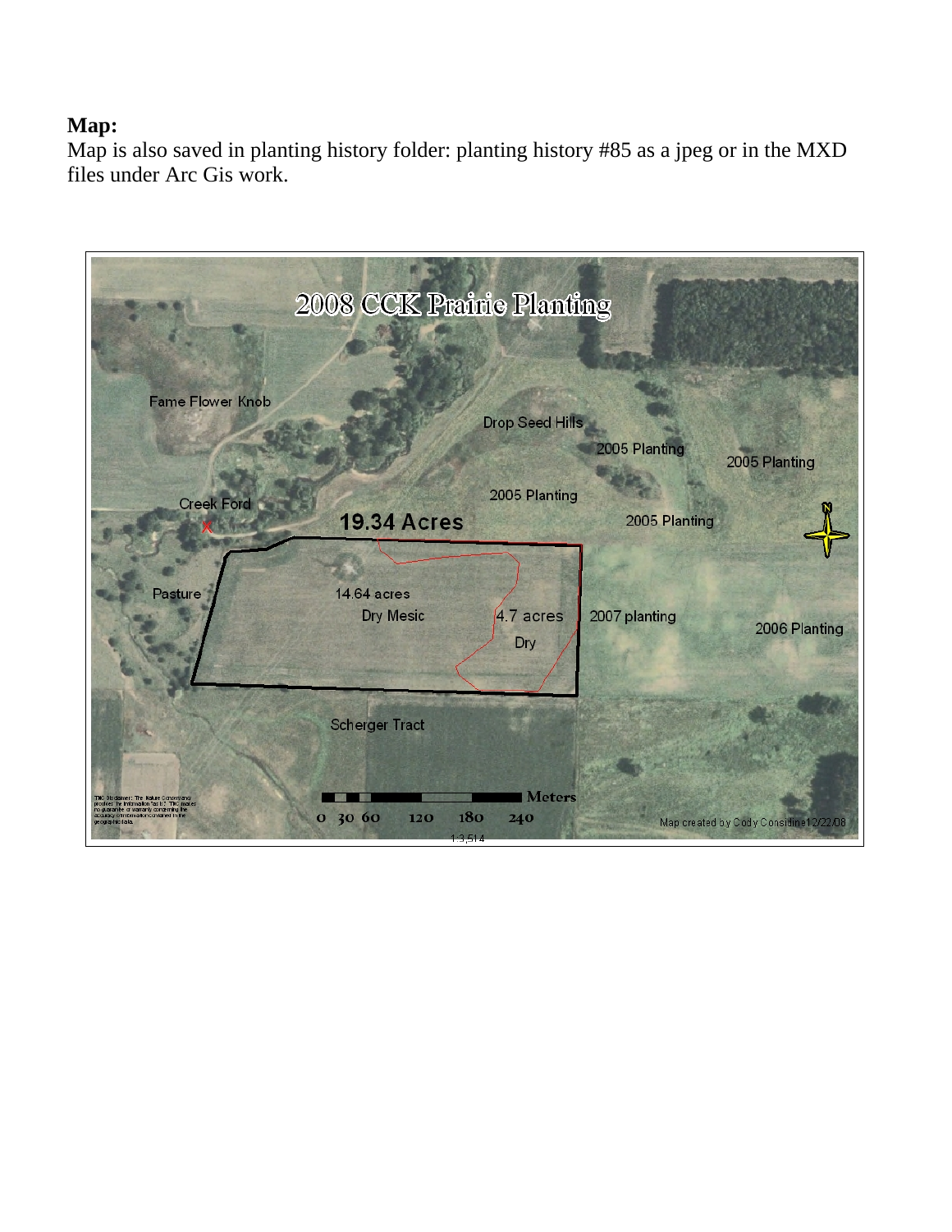**Map:**
Map is also saved in planting history folder: planting history #85 as a jpeg or in the MXD files under Arc Gis work.

2008 CCK Prairie Planting

Fame Flower Knob

Drop Seed Hills

2005 Planting

2005 Planting

2005 Planting

2005 Planting

Creek Ford

19.34 Acres

Pasture

14.64 acres

Dry Mesic

4.7 acres

Dry

2007 planting

2006 Planting

Scherger Tract

0 30 60 120 180 240 Meters

1:3,514

Map created by Cody Considine 12/22/08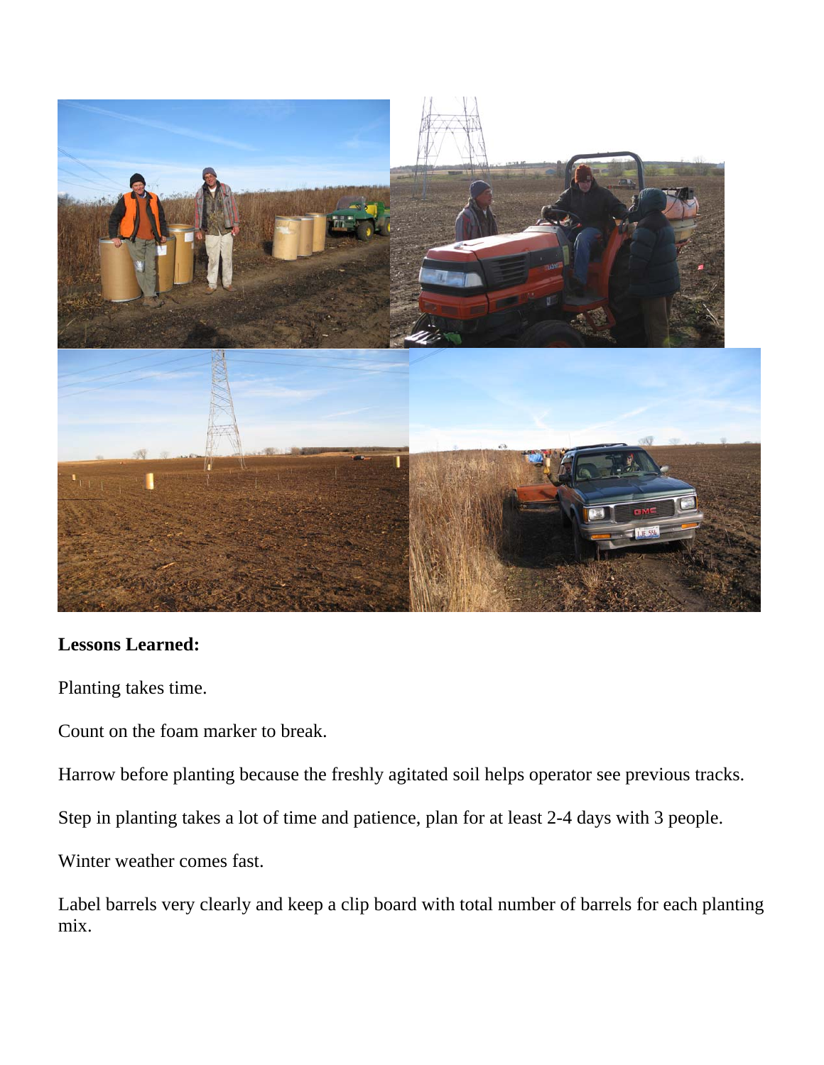**Lessons Learned:**

Planting takes time.

Count on the foam marker to break.

Harrow before planting because the freshly agitated soil helps operator see previous tracks.

Step in planting takes a lot of time and patience, plan for at least 2-4 days with 3 people.

Winter weather comes fast.

Label barrels very clearly and keep a clip board with total number of barrels for each planting mix.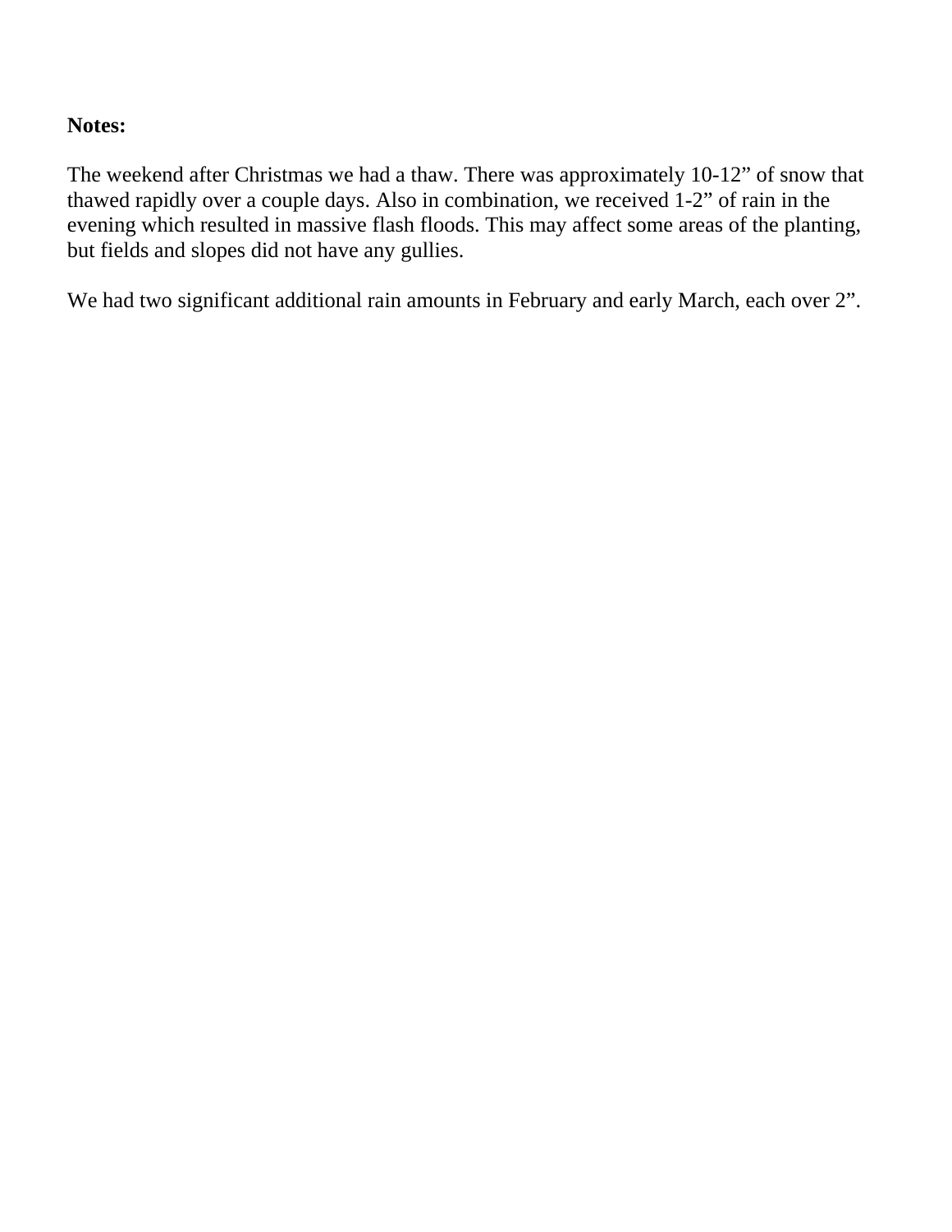**Notes:**

The weekend after Christmas we had a thaw. There was approximately 10-12” of snow that thawed rapidly over a couple days. Also in combination, we received 1-2” of rain in the evening which resulted in massive flash floods. This may affect some areas of the planting, but fields and slopes did not have any gullies.

We had two significant additional rain amounts in February and early March, each over 2”.